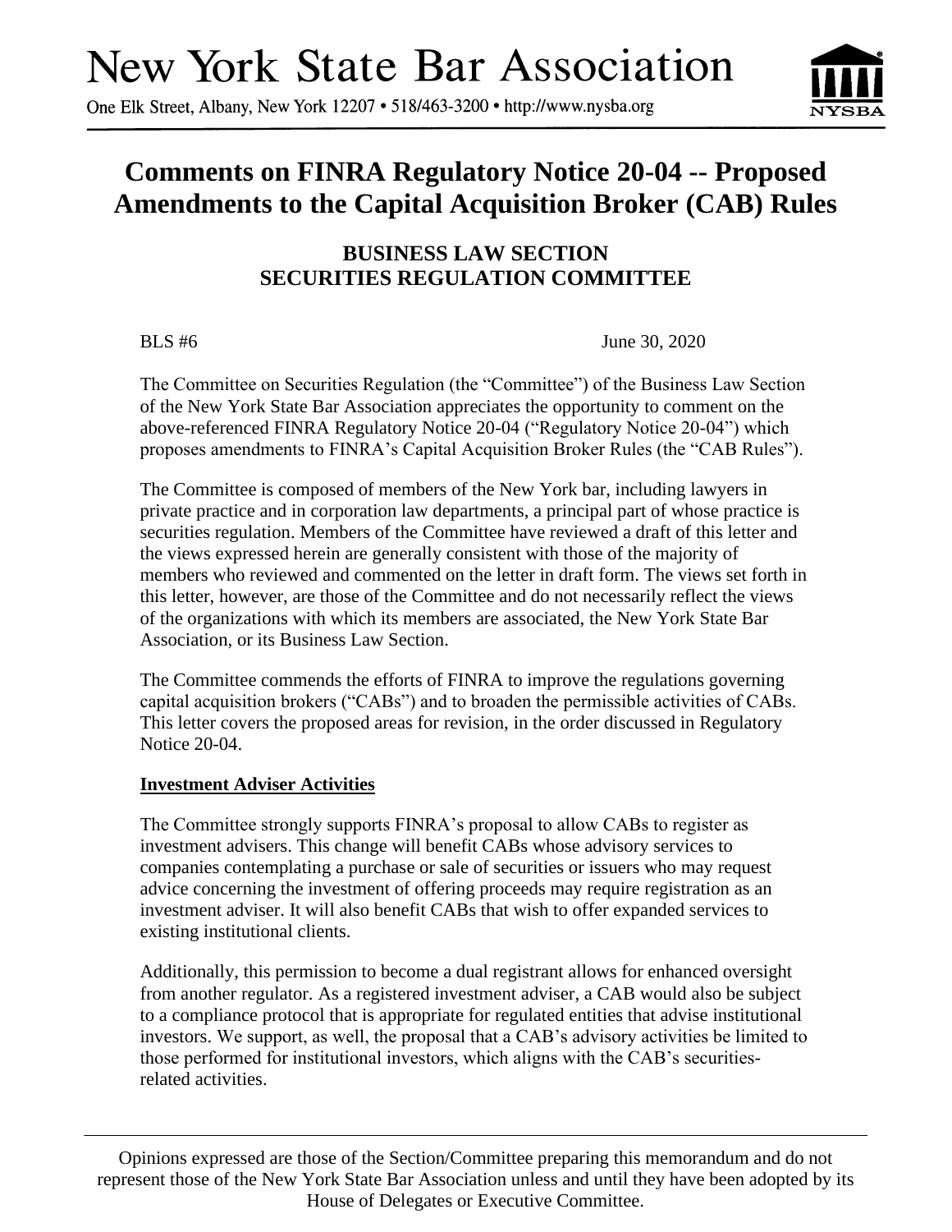# New York State Bar Association

One Elk Street, Albany, New York 12207 • 518/463-3200 • http://www.nysba.org

# Comments on FINRA Regulatory Notice 20-04 -- Proposed Amendments to the Capital Acquisition Broker (CAB) Rules

## BUSINESS LAW SECTION
## SECURITIES REGULATION COMMITTEE

BLS #6 June 30, 2020

The Committee on Securities Regulation (the "Committee") of the Business Law Section of the New York State Bar Association appreciates the opportunity to comment on the above-referenced FINRA Regulatory Notice 20-04 ("Regulatory Notice 20-04") which proposes amendments to FINRA's Capital Acquisition Broker Rules (the "CAB Rules").

The Committee is composed of members of the New York bar, including lawyers in private practice and in corporation law departments, a principal part of whose practice is securities regulation. Members of the Committee have reviewed a draft of this letter and the views expressed herein are generally consistent with those of the majority of members who reviewed and commented on the letter in draft form. The views set forth in this letter, however, are those of the Committee and do not necessarily reflect the views of the organizations with which its members are associated, the New York State Bar Association, or its Business Law Section.

The Committee commends the efforts of FINRA to improve the regulations governing capital acquisition brokers ("CABs") and to broaden the permissible activities of CABs. This letter covers the proposed areas for revision, in the order discussed in Regulatory Notice 20-04.

**Investment Adviser Activities**

The Committee strongly supports FINRA's proposal to allow CABs to register as investment advisers. This change will benefit CABs whose advisory services to companies contemplating a purchase or sale of securities or issuers who may request advice concerning the investment of offering proceeds may require registration as an investment adviser. It will also benefit CABs that wish to offer expanded services to existing institutional clients.

Additionally, this permission to become a dual registrant allows for enhanced oversight from another regulator. As a registered investment adviser, a CAB would also be subject to a compliance protocol that is appropriate for regulated entities that advise institutional investors. We support, as well, the proposal that a CAB's advisory activities be limited to those performed for institutional investors, which aligns with the CAB's securities-related activities.

Opinions expressed are those of the Section/Committee preparing this memorandum and do not represent those of the New York State Bar Association unless and until they have been adopted by its House of Delegates or Executive Committee.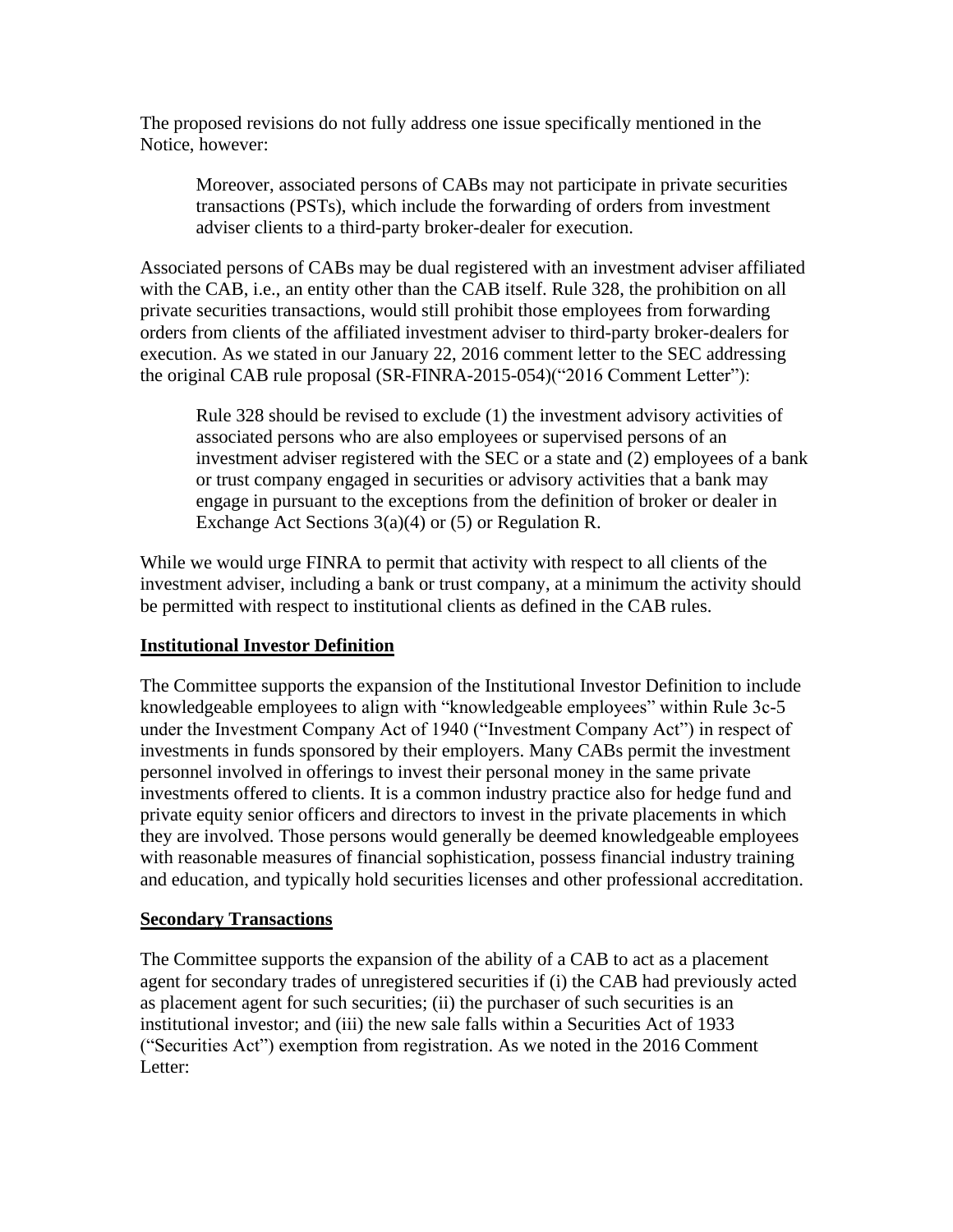The proposed revisions do not fully address one issue specifically mentioned in the Notice, however:

> Moreover, associated persons of CABs may not participate in private securities transactions (PSTs), which include the forwarding of orders from investment adviser clients to a third-party broker-dealer for execution.

Associated persons of CABs may be dual registered with an investment adviser affiliated with the CAB, i.e., an entity other than the CAB itself. Rule 328, the prohibition on all private securities transactions, would still prohibit those employees from forwarding orders from clients of the affiliated investment adviser to third-party broker-dealers for execution. As we stated in our January 22, 2016 comment letter to the SEC addressing the original CAB rule proposal (SR-FINRA-2015-054)("2016 Comment Letter"):

> Rule 328 should be revised to exclude (1) the investment advisory activities of associated persons who are also employees or supervised persons of an investment adviser registered with the SEC or a state and (2) employees of a bank or trust company engaged in securities or advisory activities that a bank may engage in pursuant to the exceptions from the definition of broker or dealer in Exchange Act Sections 3(a)(4) or (5) or Regulation R.

While we would urge FINRA to permit that activity with respect to all clients of the investment adviser, including a bank or trust company, at a minimum the activity should be permitted with respect to institutional clients as defined in the CAB rules.

**Institutional Investor Definition**

The Committee supports the expansion of the Institutional Investor Definition to include knowledgeable employees to align with "knowledgeable employees" within Rule 3c-5 under the Investment Company Act of 1940 ("Investment Company Act") in respect of investments in funds sponsored by their employers. Many CABs permit the investment personnel involved in offerings to invest their personal money in the same private investments offered to clients. It is a common industry practice also for hedge fund and private equity senior officers and directors to invest in the private placements in which they are involved. Those persons would generally be deemed knowledgeable employees with reasonable measures of financial sophistication, possess financial industry training and education, and typically hold securities licenses and other professional accreditation.

**Secondary Transactions**

The Committee supports the expansion of the ability of a CAB to act as a placement agent for secondary trades of unregistered securities if (i) the CAB had previously acted as placement agent for such securities; (ii) the purchaser of such securities is an institutional investor; and (iii) the new sale falls within a Securities Act of 1933 ("Securities Act") exemption from registration. As we noted in the 2016 Comment Letter: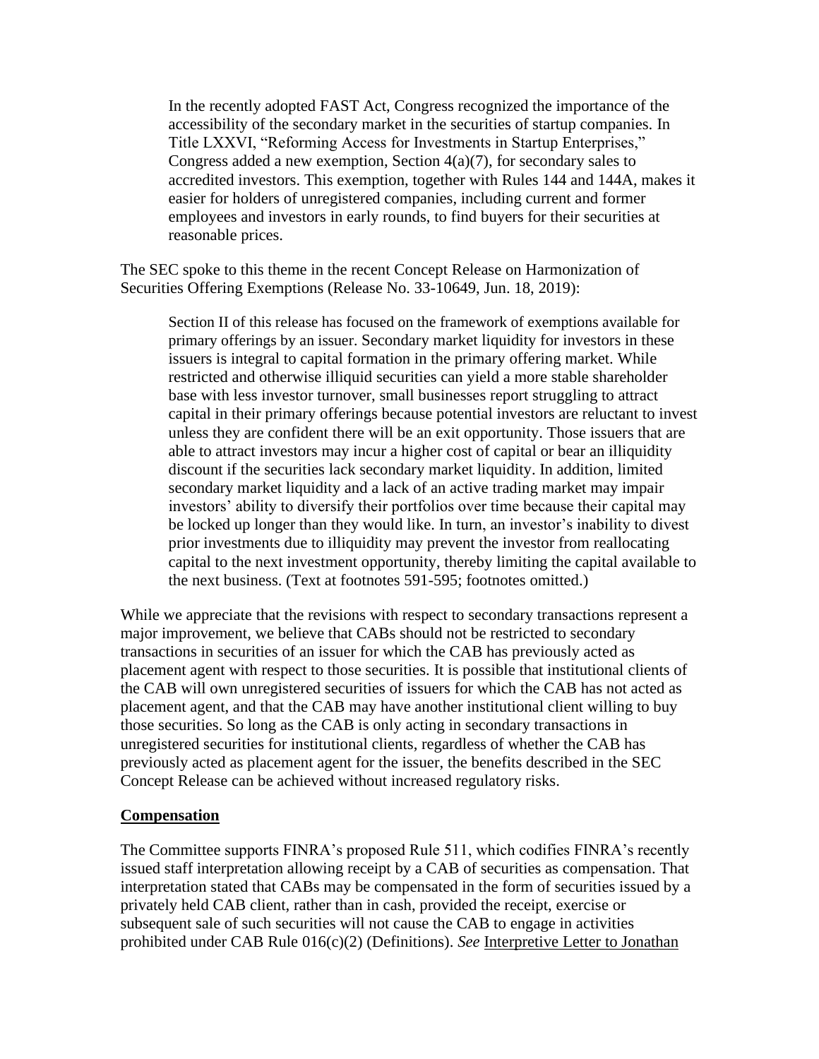> In the recently adopted FAST Act, Congress recognized the importance of the accessibility of the secondary market in the securities of startup companies. In Title LXXVI, "Reforming Access for Investments in Startup Enterprises," Congress added a new exemption, Section 4(a)(7), for secondary sales to accredited investors. This exemption, together with Rules 144 and 144A, makes it easier for holders of unregistered companies, including current and former employees and investors in early rounds, to find buyers for their securities at reasonable prices.

The SEC spoke to this theme in the recent Concept Release on Harmonization of Securities Offering Exemptions (Release No. 33-10649, Jun. 18, 2019):

> Section II of this release has focused on the framework of exemptions available for primary offerings by an issuer. Secondary market liquidity for investors in these issuers is integral to capital formation in the primary offering market. While restricted and otherwise illiquid securities can yield a more stable shareholder base with less investor turnover, small businesses report struggling to attract capital in their primary offerings because potential investors are reluctant to invest unless they are confident there will be an exit opportunity. Those issuers that are able to attract investors may incur a higher cost of capital or bear an illiquidity discount if the securities lack secondary market liquidity. In addition, limited secondary market liquidity and a lack of an active trading market may impair investors' ability to diversify their portfolios over time because their capital may be locked up longer than they would like. In turn, an investor's inability to divest prior investments due to illiquidity may prevent the investor from reallocating capital to the next investment opportunity, thereby limiting the capital available to the next business. (Text at footnotes 591-595; footnotes omitted.)

While we appreciate that the revisions with respect to secondary transactions represent a major improvement, we believe that CABs should not be restricted to secondary transactions in securities of an issuer for which the CAB has previously acted as placement agent with respect to those securities. It is possible that institutional clients of the CAB will own unregistered securities of issuers for which the CAB has not acted as placement agent, and that the CAB may have another institutional client willing to buy those securities. So long as the CAB is only acting in secondary transactions in unregistered securities for institutional clients, regardless of whether the CAB has previously acted as placement agent for the issuer, the benefits described in the SEC Concept Release can be achieved without increased regulatory risks.

## **Compensation**

The Committee supports FINRA's proposed Rule 511, which codifies FINRA's recently issued staff interpretation allowing receipt by a CAB of securities as compensation. That interpretation stated that CABs may be compensated in the form of securities issued by a privately held CAB client, rather than in cash, provided the receipt, exercise or subsequent sale of such securities will not cause the CAB to engage in activities prohibited under CAB Rule 016(c)(2) (Definitions). *See* Interpretive Letter to Jonathan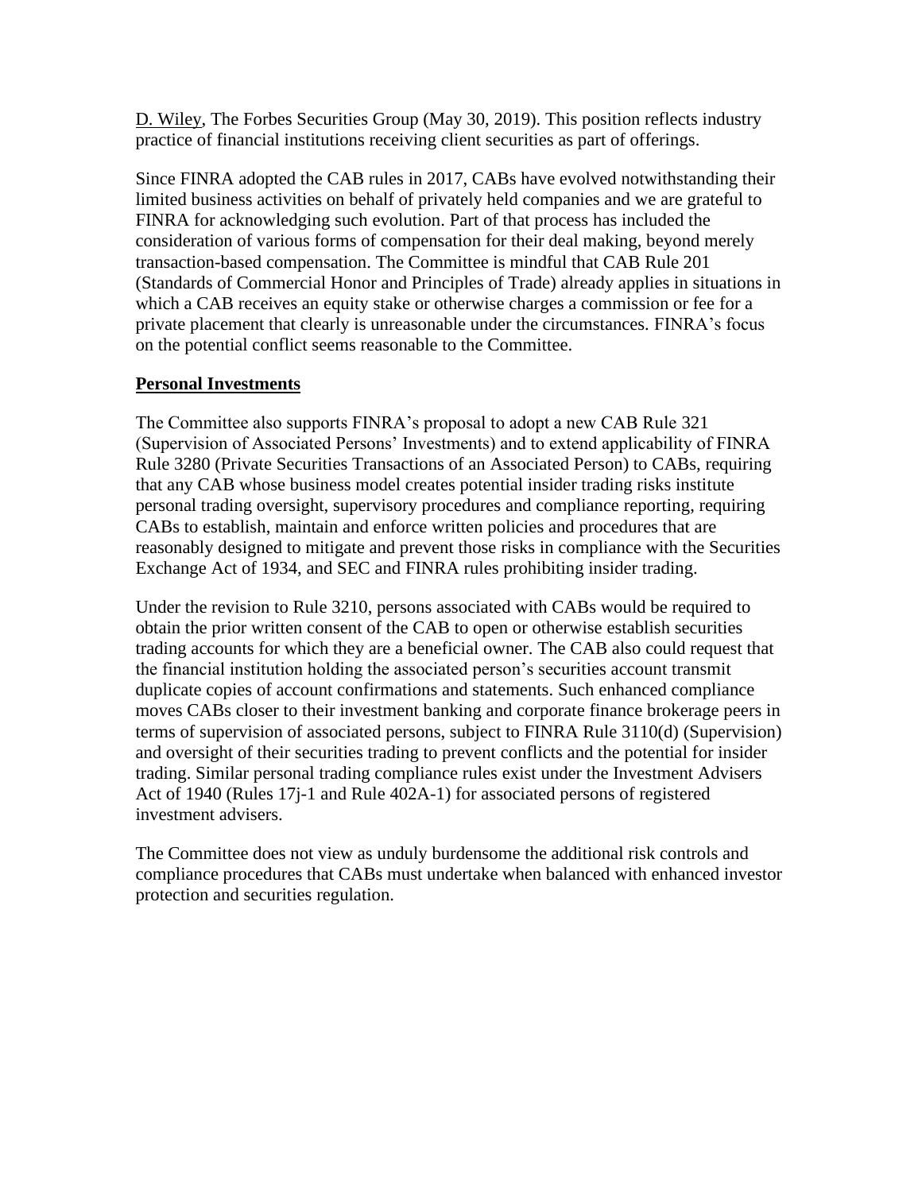D. Wiley, The Forbes Securities Group (May 30, 2019). This position reflects industry practice of financial institutions receiving client securities as part of offerings.

Since FINRA adopted the CAB rules in 2017, CABs have evolved notwithstanding their limited business activities on behalf of privately held companies and we are grateful to FINRA for acknowledging such evolution. Part of that process has included the consideration of various forms of compensation for their deal making, beyond merely transaction-based compensation. The Committee is mindful that CAB Rule 201 (Standards of Commercial Honor and Principles of Trade) already applies in situations in which a CAB receives an equity stake or otherwise charges a commission or fee for a private placement that clearly is unreasonable under the circumstances. FINRA's focus on the potential conflict seems reasonable to the Committee.

**Personal Investments**

The Committee also supports FINRA's proposal to adopt a new CAB Rule 321 (Supervision of Associated Persons' Investments) and to extend applicability of FINRA Rule 3280 (Private Securities Transactions of an Associated Person) to CABs, requiring that any CAB whose business model creates potential insider trading risks institute personal trading oversight, supervisory procedures and compliance reporting, requiring CABs to establish, maintain and enforce written policies and procedures that are reasonably designed to mitigate and prevent those risks in compliance with the Securities Exchange Act of 1934, and SEC and FINRA rules prohibiting insider trading.

Under the revision to Rule 3210, persons associated with CABs would be required to obtain the prior written consent of the CAB to open or otherwise establish securities trading accounts for which they are a beneficial owner. The CAB also could request that the financial institution holding the associated person's securities account transmit duplicate copies of account confirmations and statements. Such enhanced compliance moves CABs closer to their investment banking and corporate finance brokerage peers in terms of supervision of associated persons, subject to FINRA Rule 3110(d) (Supervision) and oversight of their securities trading to prevent conflicts and the potential for insider trading. Similar personal trading compliance rules exist under the Investment Advisers Act of 1940 (Rules 17j-1 and Rule 402A-1) for associated persons of registered investment advisers.

The Committee does not view as unduly burdensome the additional risk controls and compliance procedures that CABs must undertake when balanced with enhanced investor protection and securities regulation.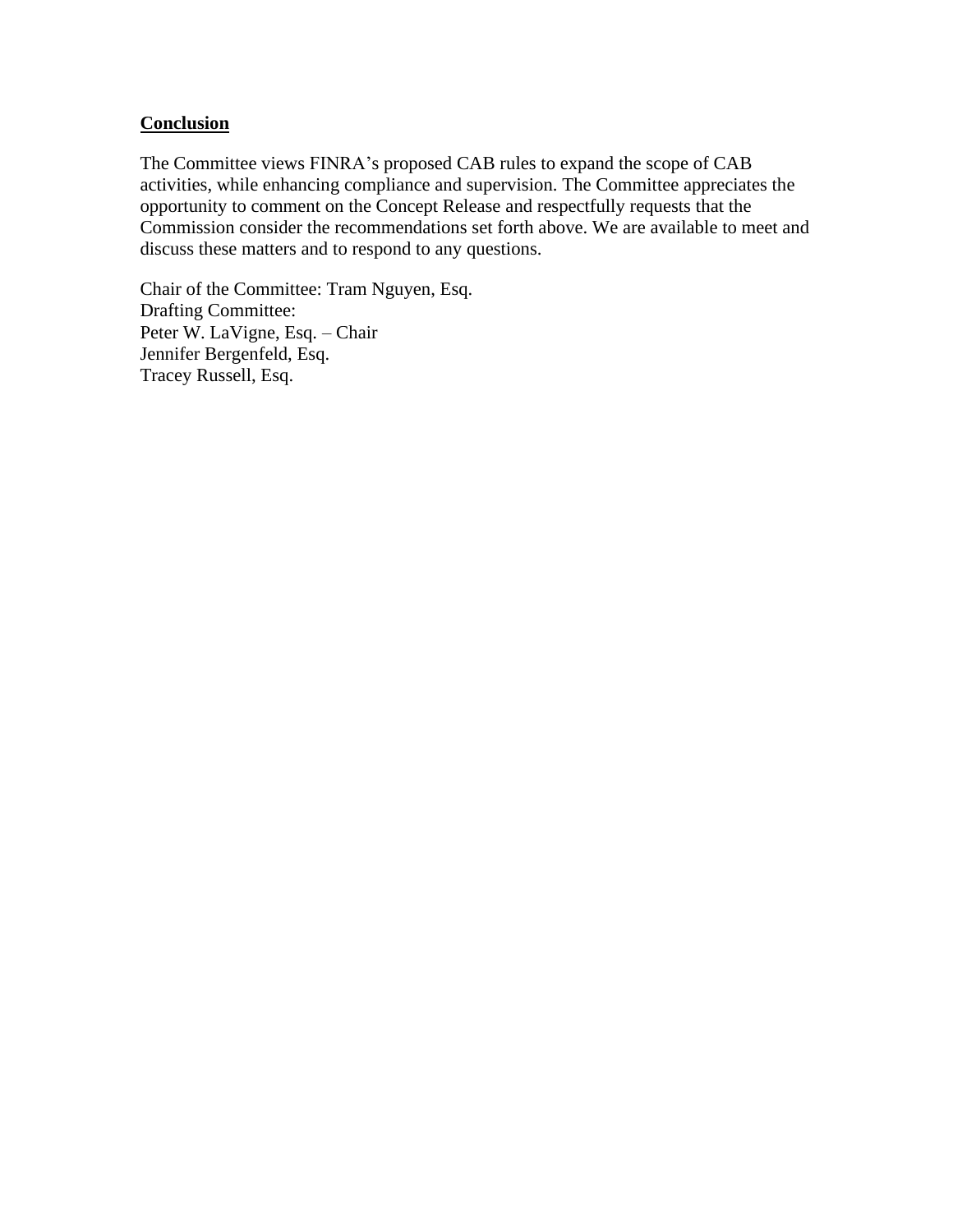**Conclusion**

The Committee views FINRA's proposed CAB rules to expand the scope of CAB activities, while enhancing compliance and supervision. The Committee appreciates the opportunity to comment on the Concept Release and respectfully requests that the Commission consider the recommendations set forth above. We are available to meet and discuss these matters and to respond to any questions.

Chair of the Committee: Tram Nguyen, Esq.
Drafting Committee:
Peter W. LaVigne, Esq. – Chair
Jennifer Bergenfeld, Esq.
Tracey Russell, Esq.